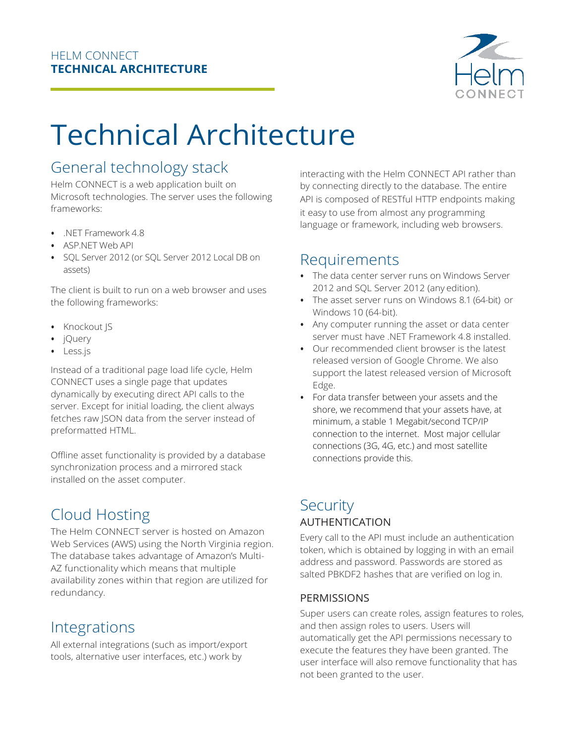HELM CONNECT
**TECHNICAL ARCHITECTURE**

# Technical Architecture

## General technology stack

Helm CONNECT is a web application built on Microsoft technologies. The server uses the following frameworks:

- .NET Framework 4.8
- ASP.NET Web API
- SQL Server 2012 (or SQL Server 2012 Local DB on assets)

The client is built to run on a web browser and uses the following frameworks:

- Knockout JS
- jQuery
- Less.js

Instead of a traditional page load life cycle, Helm CONNECT uses a single page that updates dynamically by executing direct API calls to the server. Except for initial loading, the client always fetches raw JSON data from the server instead of preformatted HTML.

Offline asset functionality is provided by a database synchronization process and a mirrored stack installed on the asset computer.

## Cloud Hosting

The Helm CONNECT server is hosted on Amazon Web Services (AWS) using the North Virginia region. The database takes advantage of Amazon's Multi-AZ functionality which means that multiple availability zones within that region are utilized for redundancy.

## Integrations

All external integrations (such as import/export tools, alternative user interfaces, etc.) work by interacting with the Helm CONNECT API rather than by connecting directly to the database. The entire API is composed of RESTful HTTP endpoints making it easy to use from almost any programming language or framework, including web browsers.

## Requirements

- The data center server runs on Windows Server 2012 and SQL Server 2012 (any edition).
- The asset server runs on Windows 8.1 (64-bit) or Windows 10 (64-bit).
- Any computer running the asset or data center server must have .NET Framework 4.8 installed.
- Our recommended client browser is the latest released version of Google Chrome. We also support the latest released version of Microsoft Edge.
- For data transfer between your assets and the shore, we recommend that your assets have, at minimum, a stable 1 Megabit/second TCP/IP connection to the internet. Most major cellular connections (3G, 4G, etc.) and most satellite connections provide this.

## Security

### AUTHENTICATION

Every call to the API must include an authentication token, which is obtained by logging in with an email address and password. Passwords are stored as salted PBKDF2 hashes that are verified on log in.

### PERMISSIONS

Super users can create roles, assign features to roles, and then assign roles to users. Users will automatically get the API permissions necessary to execute the features they have been granted. The user interface will also remove functionality that has not been granted to the user.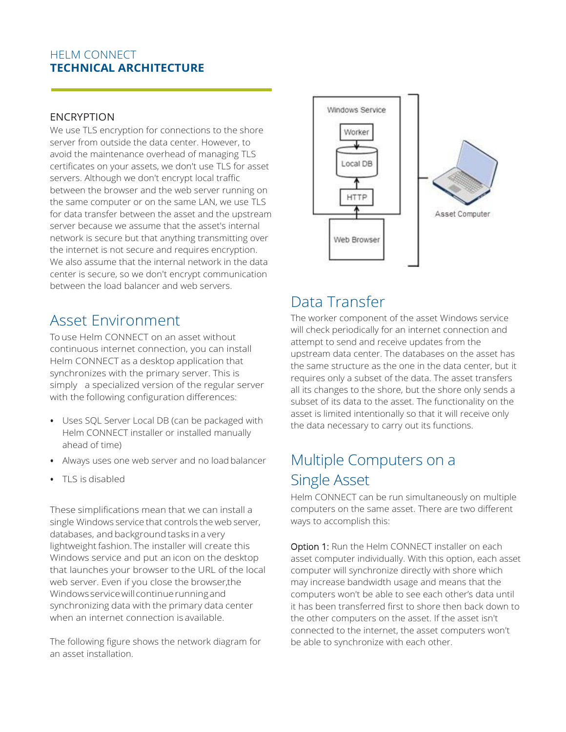## ENCRYPTION

We use TLS encryption for connections to the shore server from outside the data center. However, to avoid the maintenance overhead of managing TLS certificates on your assets, we don't use TLS for asset servers. Although we don't encrypt local traffic between the browser and the web server running on the same computer or on the same LAN, we use TLS for data transfer between the asset and the upstream server because we assume that the asset's internal network is secure but that anything transmitting over the internet is not secure and requires encryption. We also assume that the internal network in the data center is secure, so we don't encrypt communication between the load balancer and web servers.

## Asset Environment

To use Helm CONNECT on an asset without continuous internet connection, you can install Helm CONNECT as a desktop application that synchronizes with the primary server. This is simply a specialized version of the regular server with the following configuration differences:

- Uses SQL Server Local DB (can be packaged with Helm CONNECT installer or installed manually ahead of time)
- Always uses one web server and no load balancer
- TLS is disabled

These simplifications mean that we can install a single Windows service that controls the web server, databases, and background tasks in a very lightweight fashion. The installer will create this Windows service and put an icon on the desktop that launches your browser to the URL of the local web server. Even if you close the browser,the Windows service will continue running and synchronizing data with the primary data center when an internet connection is available.

The following figure shows the network diagram for an asset installation.

Windows Service

Worker

Local DB

HTTP

Web Browser

Asset Computer

## Data Transfer

The worker component of the asset Windows service will check periodically for an internet connection and attempt to send and receive updates from the upstream data center. The databases on the asset has the same structure as the one in the data center, but it requires only a subset of the data. The asset transfers all its changes to the shore, but the shore only sends a subset of its data to the asset. The functionality on the asset is limited intentionally so that it will receive only the data necessary to carry out its functions.

## Multiple Computers on a Single Asset

Helm CONNECT can be run simultaneously on multiple computers on the same asset. There are two different ways to accomplish this:

Option 1: Run the Helm CONNECT installer on each asset computer individually. With this option, each asset computer will synchronize directly with shore which may increase bandwidth usage and means that the computers won't be able to see each other's data until it has been transferred first to shore then back down to the other computers on the asset. If the asset isn't connected to the internet, the asset computers won't be able to synchronize with each other.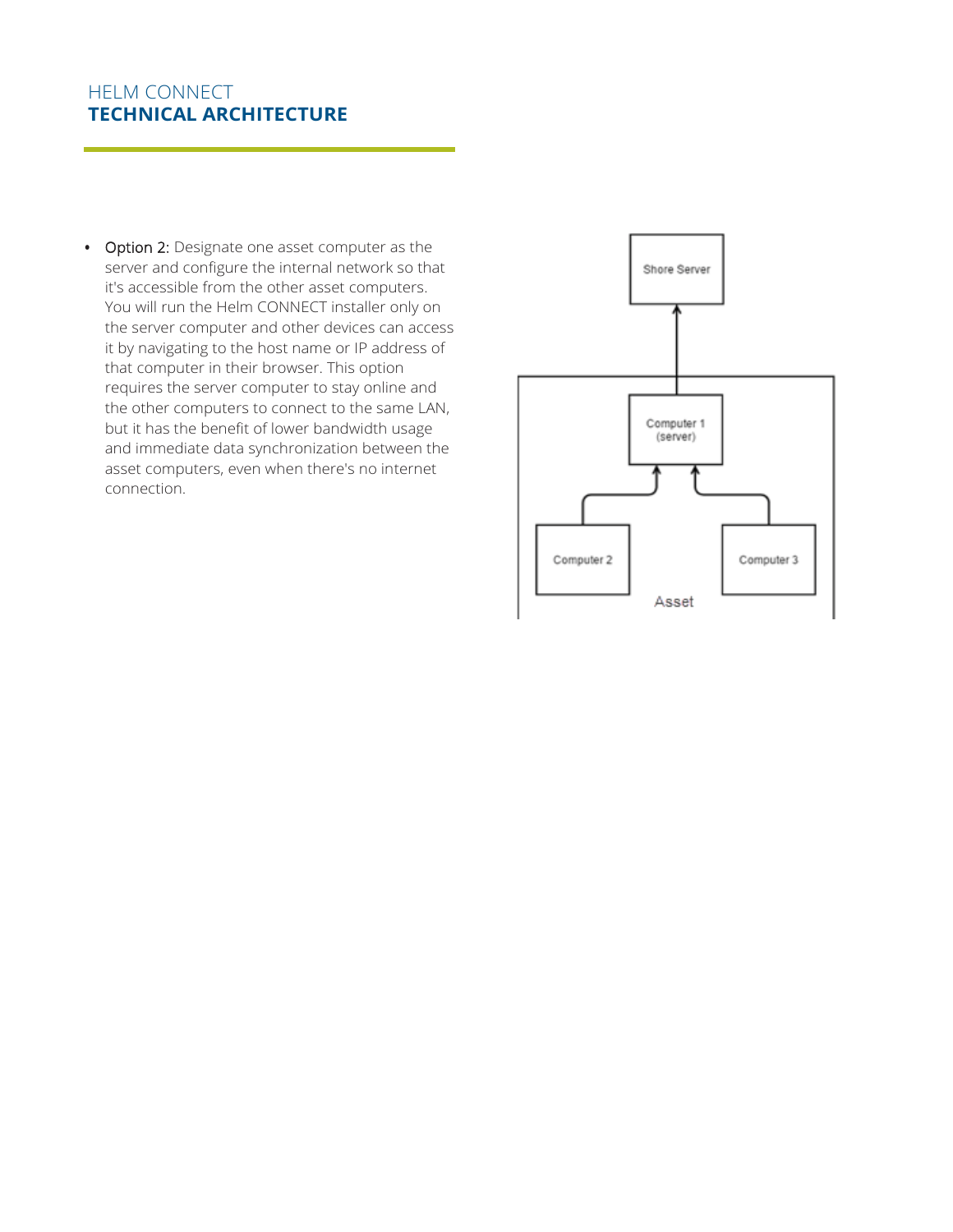- Option 2: Designate one asset computer as the server and configure the internal network so that it's accessible from the other asset computers. You will run the Helm CONNECT installer only on the server computer and other devices can access it by navigating to the host name or IP address of that computer in their browser. This option requires the server computer to stay online and the other computers to connect to the same LAN, but it has the benefit of lower bandwidth usage and immediate data synchronization between the asset computers, even when there's no internet connection.

Shore Server

Computer 1 (server)

Computer 2

Computer 3

Asset